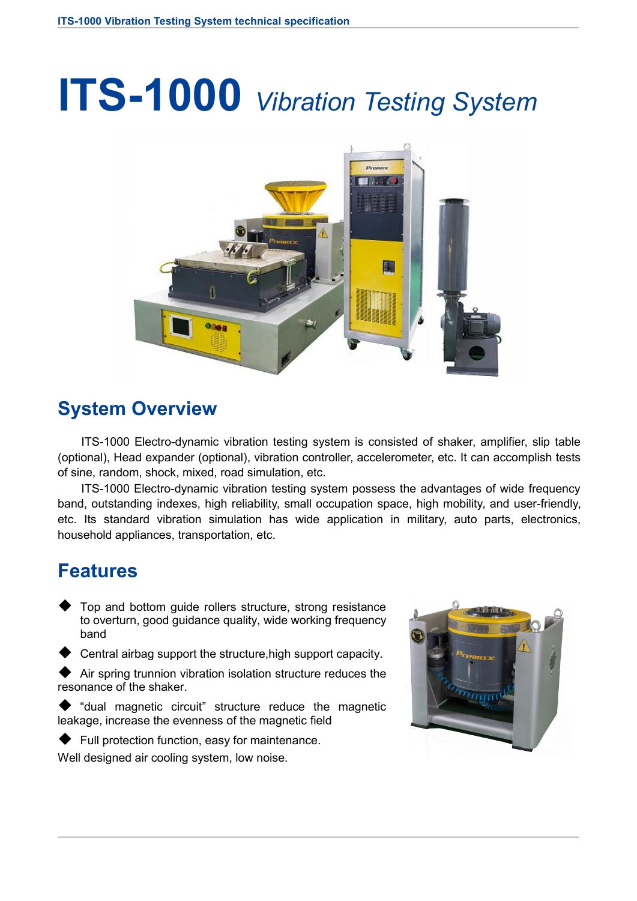# ITS-1000 *Vibration Testing System*

## System Overview

ITS-1000 Electro-dynamic vibration testing system is consisted of shaker, amplifier, slip table (optional), Head expander (optional), vibration controller, accelerometer, etc. It can accomplish tests of sine, random, shock, mixed, road simulation, etc.

ITS-1000 Electro-dynamic vibration testing system possess the advantages of wide frequency band, outstanding indexes, high reliability, small occupation space, high mobility, and user-friendly, etc. Its standard vibration simulation has wide application in military, auto parts, electronics, household appliances, transportation, etc.

## Features

- Top and bottom guide rollers structure, strong resistance to overturn, good guidance quality, wide working frequency band
- Central airbag support the structure,high support capacity.
- Air spring trunnion vibration isolation structure reduces the resonance of the shaker.
- "dual magnetic circuit" structure reduce the magnetic leakage, increase the evenness of the magnetic field
- Full protection function, easy for maintenance.

Well designed air cooling system, low noise.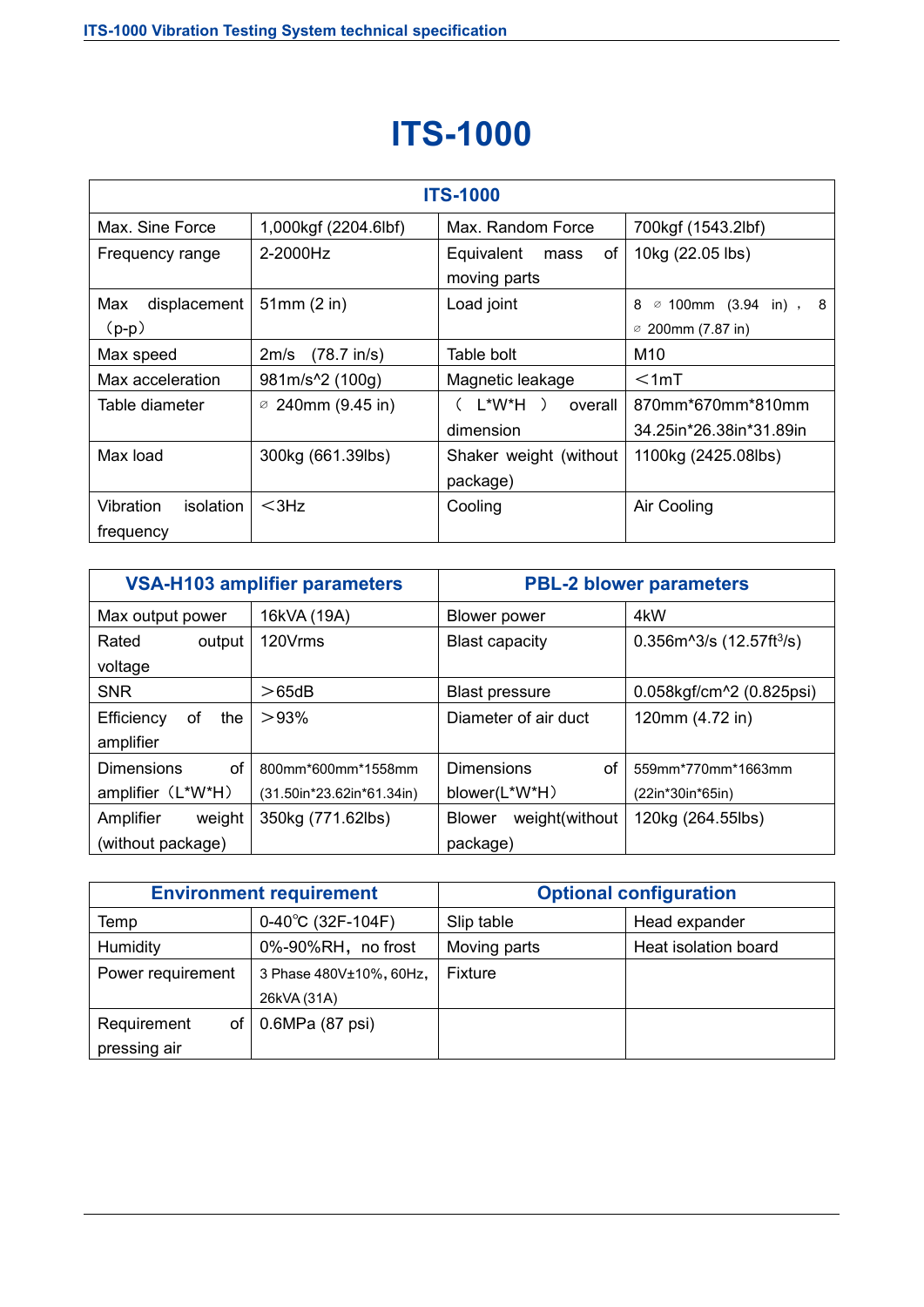# ITS-1000

| ITS-1000 | | | |
|---|---|---|---|
| Max. Sine Force | 1,000kgf (2204.6lbf) | Max. Random Force | 700kgf (1543.2lbf) |
| Frequency range | 2-2000Hz | Equivalent mass of moving parts | 10kg (22.05 lbs) |
| Max displacement （p-p） | 51mm (2 in) | Load joint | 8 ⌀ 100mm (3.94 in) ， 8 ⌀ 200mm (7.87 in) |
| Max speed | 2m/s (78.7 in/s) | Table bolt | M10 |
| Max acceleration | 981m/s^2 (100g) | Magnetic leakage | ＜1mT |
| Table diameter | ⌀ 240mm (9.45 in) | （ L*W*H ） overall dimension | 870mm*670mm*810mm 34.25in*26.38in*31.89in |
| Max load | 300kg (661.39lbs) | Shaker weight (without package) | 1100kg (2425.08lbs) |
| Vibration isolation frequency | ＜3Hz | Cooling | Air Cooling |

| VSA-H103 amplifier parameters | | PBL-2 blower parameters | |
|---|---|---|---|
| Max output power | 16kVA (19A) | Blower power | 4kW |
| Rated output voltage | 120Vrms | Blast capacity | 0.356m^3/s (12.57ft$^3$/s) |
| SNR | ＞65dB | Blast pressure | 0.058kgf/cm^2 (0.825psi) |
| Efficiency of the amplifier | ＞93% | Diameter of air duct | 120mm (4.72 in) |
| Dimensions of amplifier（L*W*H） | 800mm*600mm*1558mm (31.50in*23.62in*61.34in) | Dimensions of blower(L*W*H） | 559mm*770mm*1663mm (22in*30in*65in) |
| Amplifier weight (without package) | 350kg (771.62lbs) | Blower weight(without package) | 120kg (264.55lbs) |

| Environment requirement | | Optional configuration | |
|---|---|---|---|
| Temp | 0-40℃ (32F-104F) | Slip table | Head expander |
| Humidity | 0%-90%RH，no frost | Moving parts | Heat isolation board |
| Power requirement | 3 Phase 480V±10%, 60Hz, 26kVA (31A) | Fixture | |
| Requirement of pressing air | 0.6MPa (87 psi) | | |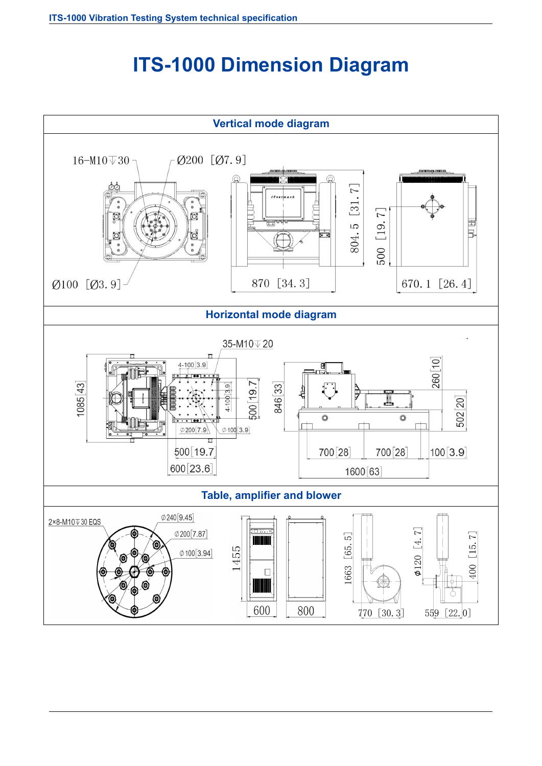# ITS-1000 Dimension Diagram

## Vertical mode diagram

16-M10⩒30

Ø200 [Ø7.9]

Ø100 [Ø3.9]

804.5 [31.7]

500 [19.7]

870 [34.3]

670.1 [26.4]

## Horizontal mode diagram

35-M10⩒20

4-100 [3.9]

4-100 [3.9]

1085 [43]

500 [19.7]

Ø200 [7.9]

Ø100 [3.9]

500 [19.7]

600 [23.6]

846 [33]

260 [10]

502 [20]

700 [28]

700 [28]

100 [3.9]

1600 [63]

## Table, amplifier and blower

2×8-M10⩒30 EQS

Ø240 [9.45]

Ø200 [7.87]

Ø100 [3.94]

1455

600

800

1663 [65.5]

770 [30.3]

Φ120 [4.7]

400 [15.7]

559 [22.0]